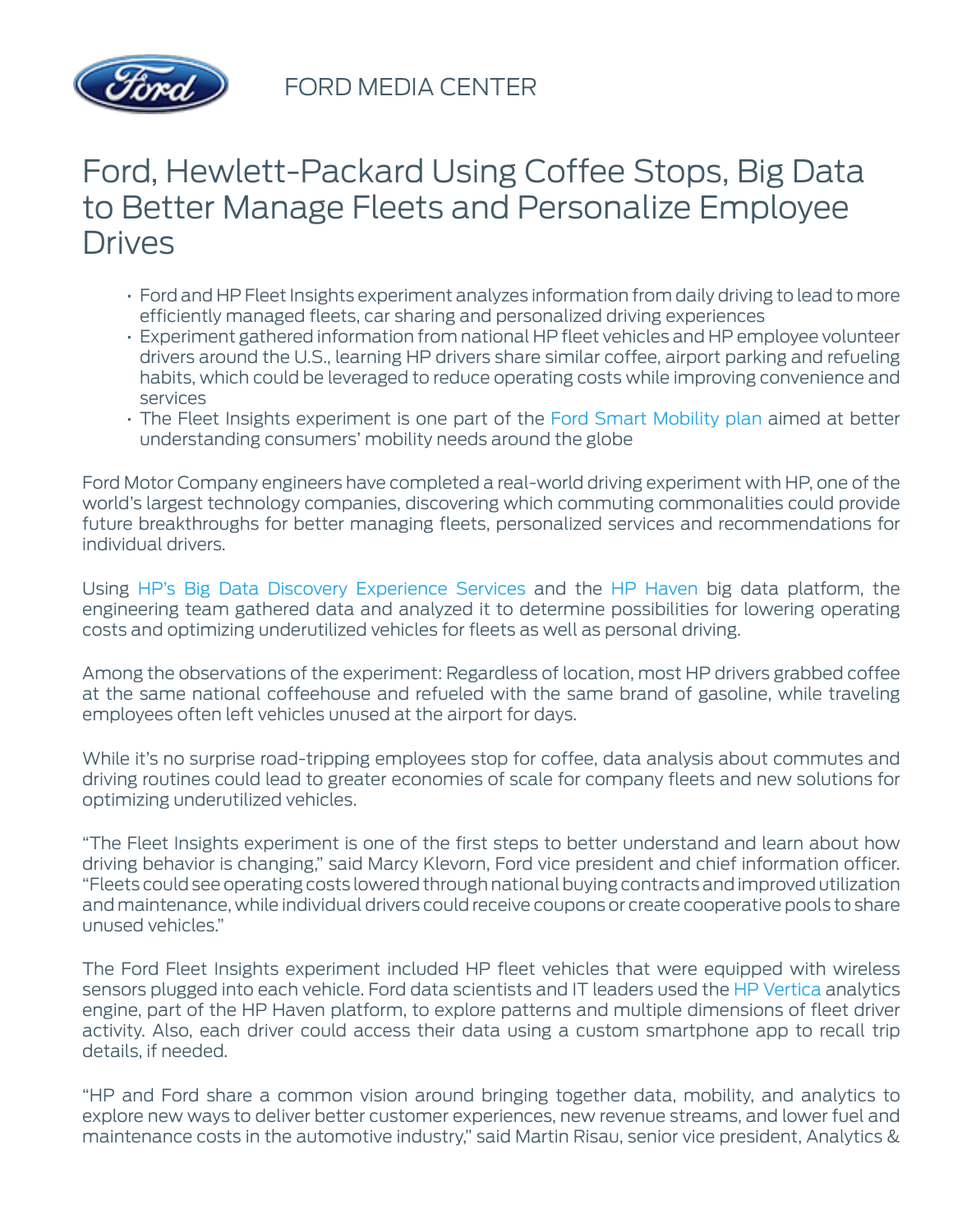FORD MEDIA CENTER

# Ford, Hewlett-Packard Using Coffee Stops, Big Data to Better Manage Fleets and Personalize Employee Drives

- Ford and HP Fleet Insights experiment analyzes information from daily driving to lead to more efficiently managed fleets, car sharing and personalized driving experiences
- Experiment gathered information from national HP fleet vehicles and HP employee volunteer drivers around the U.S., learning HP drivers share similar coffee, airport parking and refueling habits, which could be leveraged to reduce operating costs while improving convenience and services
- The Fleet Insights experiment is one part of the Ford Smart Mobility plan aimed at better understanding consumers' mobility needs around the globe

Ford Motor Company engineers have completed a real-world driving experiment with HP, one of the world's largest technology companies, discovering which commuting commonalities could provide future breakthroughs for better managing fleets, personalized services and recommendations for individual drivers.

Using HP's Big Data Discovery Experience Services and the HP Haven big data platform, the engineering team gathered data and analyzed it to determine possibilities for lowering operating costs and optimizing underutilized vehicles for fleets as well as personal driving.

Among the observations of the experiment: Regardless of location, most HP drivers grabbed coffee at the same national coffeehouse and refueled with the same brand of gasoline, while traveling employees often left vehicles unused at the airport for days.

While it's no surprise road-tripping employees stop for coffee, data analysis about commutes and driving routines could lead to greater economies of scale for company fleets and new solutions for optimizing underutilized vehicles.

"The Fleet Insights experiment is one of the first steps to better understand and learn about how driving behavior is changing," said Marcy Klevorn, Ford vice president and chief information officer. "Fleets could see operating costs lowered through national buying contracts and improved utilization and maintenance, while individual drivers could receive coupons or create cooperative pools to share unused vehicles."

The Ford Fleet Insights experiment included HP fleet vehicles that were equipped with wireless sensors plugged into each vehicle. Ford data scientists and IT leaders used the HP Vertica analytics engine, part of the HP Haven platform, to explore patterns and multiple dimensions of fleet driver activity. Also, each driver could access their data using a custom smartphone app to recall trip details, if needed.

"HP and Ford share a common vision around bringing together data, mobility, and analytics to explore new ways to deliver better customer experiences, new revenue streams, and lower fuel and maintenance costs in the automotive industry," said Martin Risau, senior vice president, Analytics &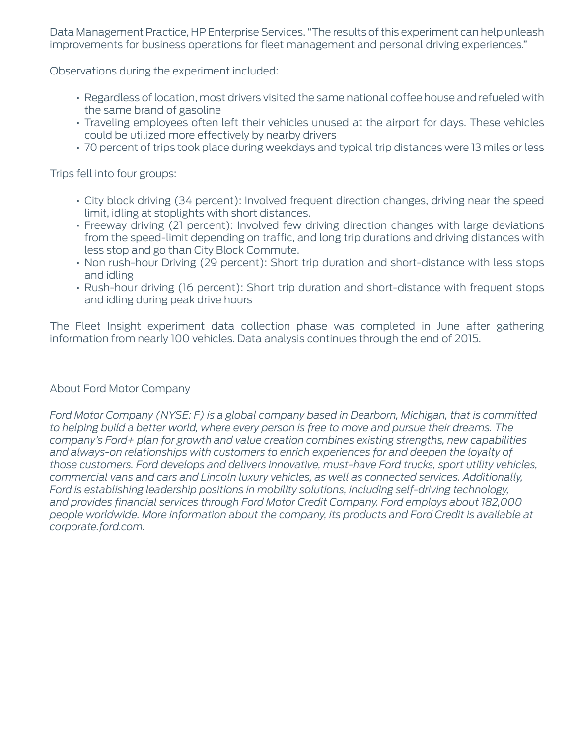Data Management Practice, HP Enterprise Services. "The results of this experiment can help unleash improvements for business operations for fleet management and personal driving experiences."

Observations during the experiment included:

- Regardless of location, most drivers visited the same national coffee house and refueled with the same brand of gasoline
- Traveling employees often left their vehicles unused at the airport for days. These vehicles could be utilized more effectively by nearby drivers
- 70 percent of trips took place during weekdays and typical trip distances were 13 miles or less

Trips fell into four groups:

- City block driving (34 percent): Involved frequent direction changes, driving near the speed limit, idling at stoplights with short distances.
- Freeway driving (21 percent): Involved few driving direction changes with large deviations from the speed-limit depending on traffic, and long trip durations and driving distances with less stop and go than City Block Commute.
- Non rush-hour Driving (29 percent): Short trip duration and short-distance with less stops and idling
- Rush-hour driving (16 percent): Short trip duration and short-distance with frequent stops and idling during peak drive hours

The Fleet Insight experiment data collection phase was completed in June after gathering information from nearly 100 vehicles. Data analysis continues through the end of 2015.

## About Ford Motor Company

*Ford Motor Company (NYSE: F) is a global company based in Dearborn, Michigan, that is committed to helping build a better world, where every person is free to move and pursue their dreams. The company's Ford+ plan for growth and value creation combines existing strengths, new capabilities and always-on relationships with customers to enrich experiences for and deepen the loyalty of those customers. Ford develops and delivers innovative, must-have Ford trucks, sport utility vehicles, commercial vans and cars and Lincoln luxury vehicles, as well as connected services. Additionally, Ford is establishing leadership positions in mobility solutions, including self-driving technology, and provides financial services through Ford Motor Credit Company. Ford employs about 182,000 people worldwide. More information about the company, its products and Ford Credit is available at corporate.ford.com.*